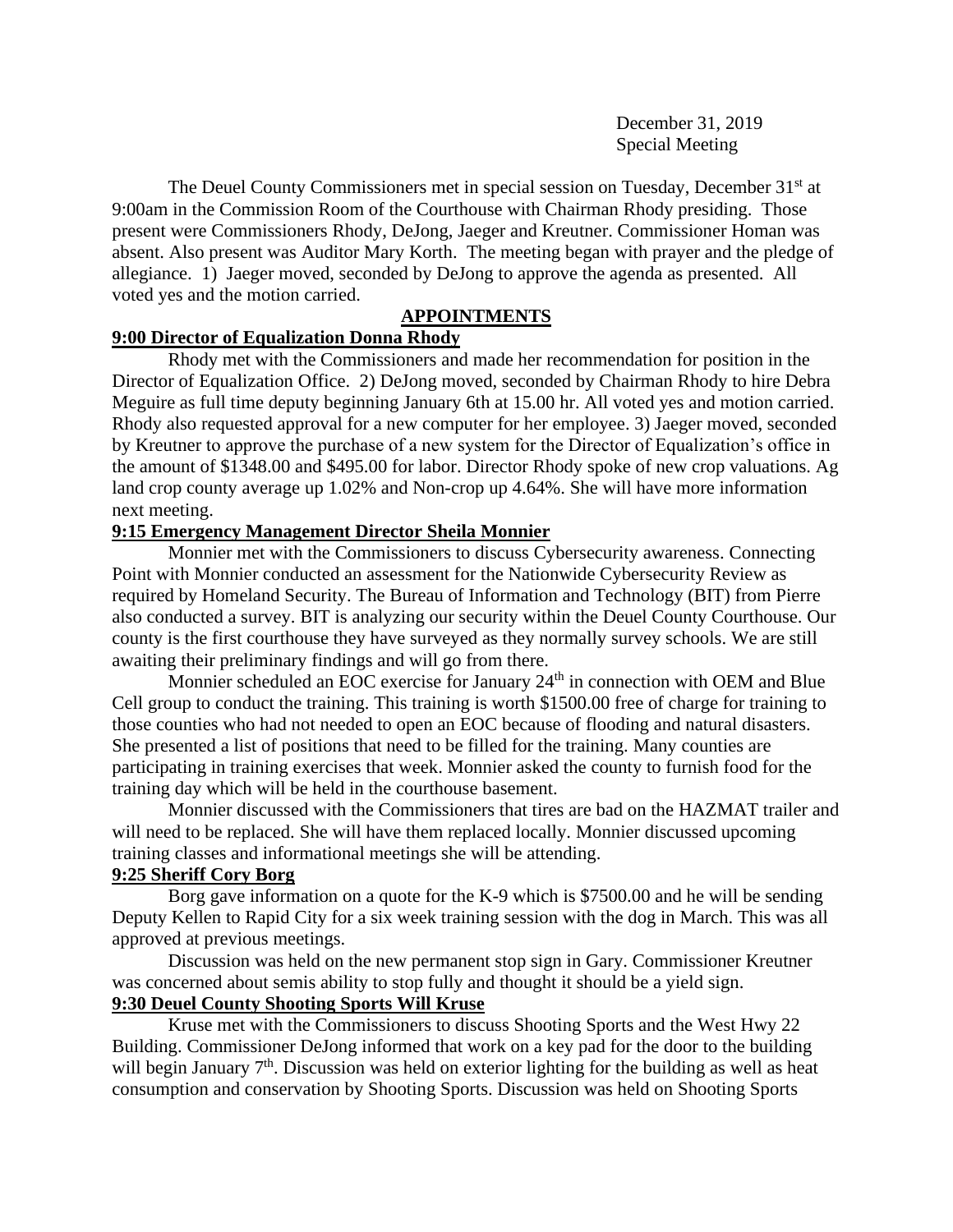December 31, 2019
Special Meeting

The Deuel County Commissioners met in special session on Tuesday, December 31st at 9:00am in the Commission Room of the Courthouse with Chairman Rhody presiding. Those present were Commissioners Rhody, DeJong, Jaeger and Kreutner. Commissioner Homan was absent. Also present was Auditor Mary Korth. The meeting began with prayer and the pledge of allegiance. 1) Jaeger moved, seconded by DeJong to approve the agenda as presented. All voted yes and the motion carried.

## APPOINTMENTS

### 9:00 Director of Equalization Donna Rhody

Rhody met with the Commissioners and made her recommendation for position in the Director of Equalization Office. 2) DeJong moved, seconded by Chairman Rhody to hire Debra Meguire as full time deputy beginning January 6th at 15.00 hr. All voted yes and motion carried. Rhody also requested approval for a new computer for her employee. 3) Jaeger moved, seconded by Kreutner to approve the purchase of a new system for the Director of Equalization's office in the amount of $1348.00 and $495.00 for labor. Director Rhody spoke of new crop valuations. Ag land crop county average up 1.02% and Non-crop up 4.64%. She will have more information next meeting.

### 9:15 Emergency Management Director Sheila Monnier

Monnier met with the Commissioners to discuss Cybersecurity awareness. Connecting Point with Monnier conducted an assessment for the Nationwide Cybersecurity Review as required by Homeland Security. The Bureau of Information and Technology (BIT) from Pierre also conducted a survey. BIT is analyzing our security within the Deuel County Courthouse. Our county is the first courthouse they have surveyed as they normally survey schools. We are still awaiting their preliminary findings and will go from there.

Monnier scheduled an EOC exercise for January 24th in connection with OEM and Blue Cell group to conduct the training. This training is worth $1500.00 free of charge for training to those counties who had not needed to open an EOC because of flooding and natural disasters. She presented a list of positions that need to be filled for the training. Many counties are participating in training exercises that week. Monnier asked the county to furnish food for the training day which will be held in the courthouse basement.

Monnier discussed with the Commissioners that tires are bad on the HAZMAT trailer and will need to be replaced. She will have them replaced locally. Monnier discussed upcoming training classes and informational meetings she will be attending.

### 9:25 Sheriff Cory Borg

Borg gave information on a quote for the K-9 which is $7500.00 and he will be sending Deputy Kellen to Rapid City for a six week training session with the dog in March. This was all approved at previous meetings.

Discussion was held on the new permanent stop sign in Gary. Commissioner Kreutner was concerned about semis ability to stop fully and thought it should be a yield sign.

### 9:30 Deuel County Shooting Sports Will Kruse

Kruse met with the Commissioners to discuss Shooting Sports and the West Hwy 22 Building. Commissioner DeJong informed that work on a key pad for the door to the building will begin January 7th. Discussion was held on exterior lighting for the building as well as heat consumption and conservation by Shooting Sports. Discussion was held on Shooting Sports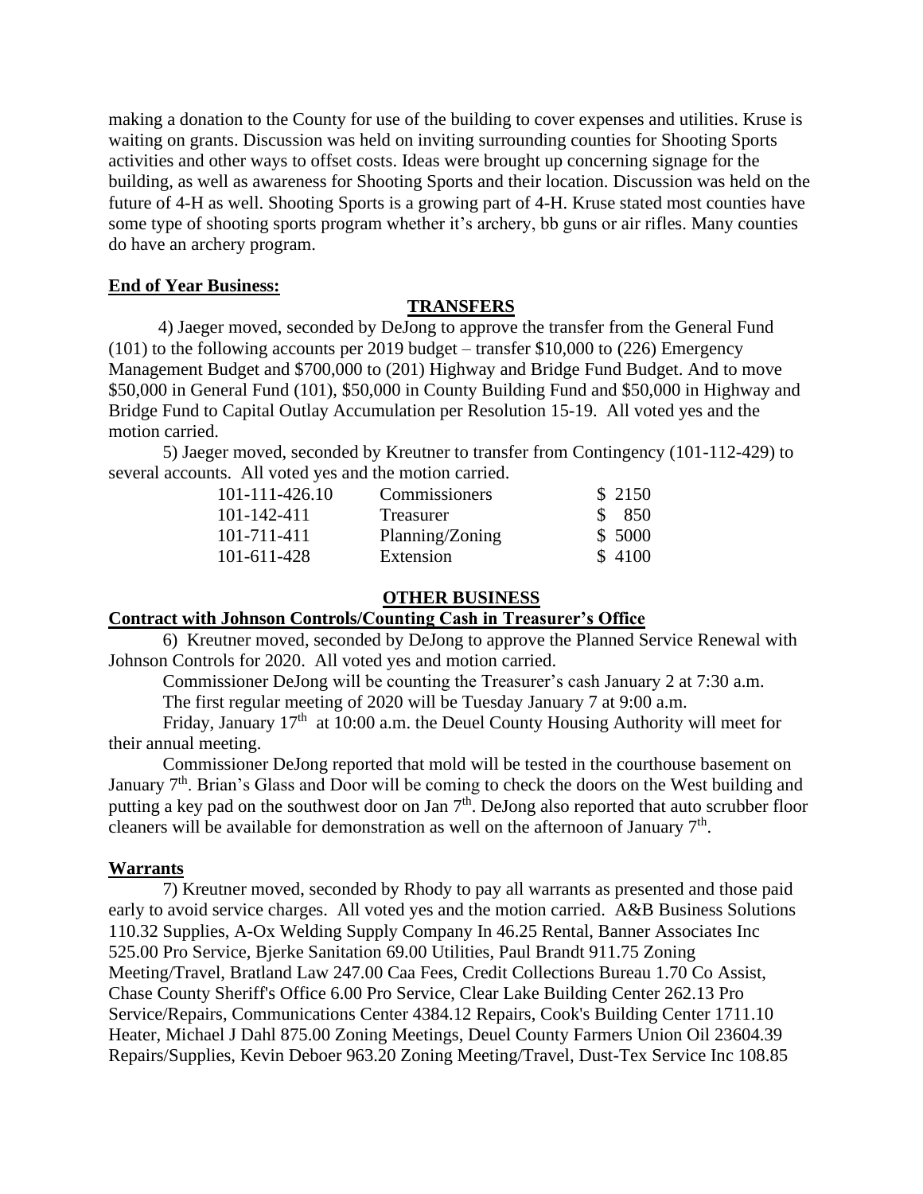making a donation to the County for use of the building to cover expenses and utilities. Kruse is waiting on grants. Discussion was held on inviting surrounding counties for Shooting Sports activities and other ways to offset costs. Ideas were brought up concerning signage for the building, as well as awareness for Shooting Sports and their location. Discussion was held on the future of 4-H as well. Shooting Sports is a growing part of 4-H. Kruse stated most counties have some type of shooting sports program whether it's archery, bb guns or air rifles. Many counties do have an archery program.

**End of Year Business:**

**TRANSFERS**

4) Jaeger moved, seconded by DeJong to approve the transfer from the General Fund (101) to the following accounts per 2019 budget – transfer $10,000 to (226) Emergency Management Budget and $700,000 to (201) Highway and Bridge Fund Budget. And to move $50,000 in General Fund (101), $50,000 in County Building Fund and $50,000 in Highway and Bridge Fund to Capital Outlay Accumulation per Resolution 15-19. All voted yes and the motion carried.

5) Jaeger moved, seconded by Kreutner to transfer from Contingency (101-112-429) to several accounts. All voted yes and the motion carried.

| | | |
|---|---|---|
| 101-111-426.10 | Commissioners | $ 2150 |
| 101-142-411 | Treasurer | $ 850 |
| 101-711-411 | Planning/Zoning | $ 5000 |
| 101-611-428 | Extension | $ 4100 |

**OTHER BUSINESS**

**Contract with Johnson Controls/Counting Cash in Treasurer's Office**

6) Kreutner moved, seconded by DeJong to approve the Planned Service Renewal with Johnson Controls for 2020. All voted yes and motion carried.

Commissioner DeJong will be counting the Treasurer's cash January 2 at 7:30 a.m.

The first regular meeting of 2020 will be Tuesday January 7 at 9:00 a.m.

Friday, January 17th at 10:00 a.m. the Deuel County Housing Authority will meet for their annual meeting.

Commissioner DeJong reported that mold will be tested in the courthouse basement on January 7th. Brian's Glass and Door will be coming to check the doors on the West building and putting a key pad on the southwest door on Jan 7th. DeJong also reported that auto scrubber floor cleaners will be available for demonstration as well on the afternoon of January 7th.

**Warrants**

7) Kreutner moved, seconded by Rhody to pay all warrants as presented and those paid early to avoid service charges. All voted yes and the motion carried. A&B Business Solutions 110.32 Supplies, A-Ox Welding Supply Company In 46.25 Rental, Banner Associates Inc 525.00 Pro Service, Bjerke Sanitation 69.00 Utilities, Paul Brandt 911.75 Zoning Meeting/Travel, Bratland Law 247.00 Caa Fees, Credit Collections Bureau 1.70 Co Assist, Chase County Sheriff's Office 6.00 Pro Service, Clear Lake Building Center 262.13 Pro Service/Repairs, Communications Center 4384.12 Repairs, Cook's Building Center 1711.10 Heater, Michael J Dahl 875.00 Zoning Meetings, Deuel County Farmers Union Oil 23604.39 Repairs/Supplies, Kevin Deboer 963.20 Zoning Meeting/Travel, Dust-Tex Service Inc 108.85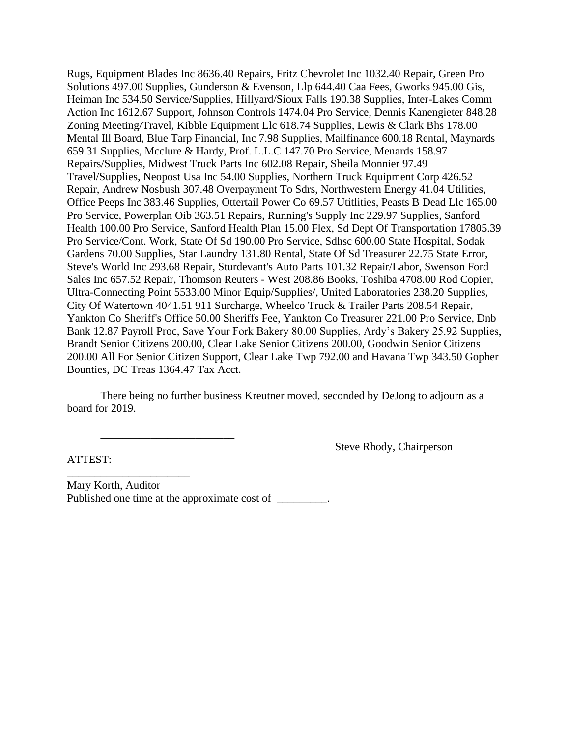Rugs, Equipment Blades Inc 8636.40 Repairs, Fritz Chevrolet Inc 1032.40 Repair, Green Pro Solutions 497.00 Supplies, Gunderson & Evenson, Llp 644.40 Caa Fees, Gworks 945.00 Gis, Heiman Inc 534.50 Service/Supplies, Hillyard/Sioux Falls 190.38 Supplies, Inter-Lakes Comm Action Inc 1612.67 Support, Johnson Controls 1474.04 Pro Service, Dennis Kanengieter 848.28 Zoning Meeting/Travel, Kibble Equipment Llc 618.74 Supplies, Lewis & Clark Bhs 178.00 Mental Ill Board, Blue Tarp Financial, Inc 7.98 Supplies, Mailfinance 600.18 Rental, Maynards 659.31 Supplies, Mcclure & Hardy, Prof. L.L.C 147.70 Pro Service, Menards 158.97 Repairs/Supplies, Midwest Truck Parts Inc 602.08 Repair, Sheila Monnier 97.49 Travel/Supplies, Neopost Usa Inc 54.00 Supplies, Northern Truck Equipment Corp 426.52 Repair, Andrew Nosbush 307.48 Overpayment To Sdrs, Northwestern Energy 41.04 Utilities, Office Peeps Inc 383.46 Supplies, Ottertail Power Co 69.57 Utitlities, Peasts B Dead Llc 165.00 Pro Service, Powerplan Oib 363.51 Repairs, Running's Supply Inc 229.97 Supplies, Sanford Health 100.00 Pro Service, Sanford Health Plan 15.00 Flex, Sd Dept Of Transportation 17805.39 Pro Service/Cont. Work, State Of Sd 190.00 Pro Service, Sdhsc 600.00 State Hospital, Sodak Gardens 70.00 Supplies, Star Laundry 131.80 Rental, State Of Sd Treasurer 22.75 State Error, Steve's World Inc 293.68 Repair, Sturdevant's Auto Parts 101.32 Repair/Labor, Swenson Ford Sales Inc 657.52 Repair, Thomson Reuters - West 208.86 Books, Toshiba 4708.00 Rod Copier, Ultra-Connecting Point 5533.00 Minor Equip/Supplies/, United Laboratories 238.20 Supplies, City Of Watertown 4041.51 911 Surcharge, Wheelco Truck & Trailer Parts 208.54 Repair, Yankton Co Sheriff's Office 50.00 Sheriffs Fee, Yankton Co Treasurer 221.00 Pro Service, Dnb Bank 12.87 Payroll Proc, Save Your Fork Bakery 80.00 Supplies, Ardy's Bakery 25.92 Supplies, Brandt Senior Citizens 200.00, Clear Lake Senior Citizens 200.00, Goodwin Senior Citizens 200.00 All For Senior Citizen Support, Clear Lake Twp 792.00 and Havana Twp 343.50 Gopher Bounties, DC Treas 1364.47 Tax Acct.

There being no further business Kreutner moved, seconded by DeJong to adjourn as a board for 2019.

________________________

Steve Rhody, Chairperson

ATTEST:

______________________

Mary Korth, Auditor

Published one time at the approximate cost of _________.